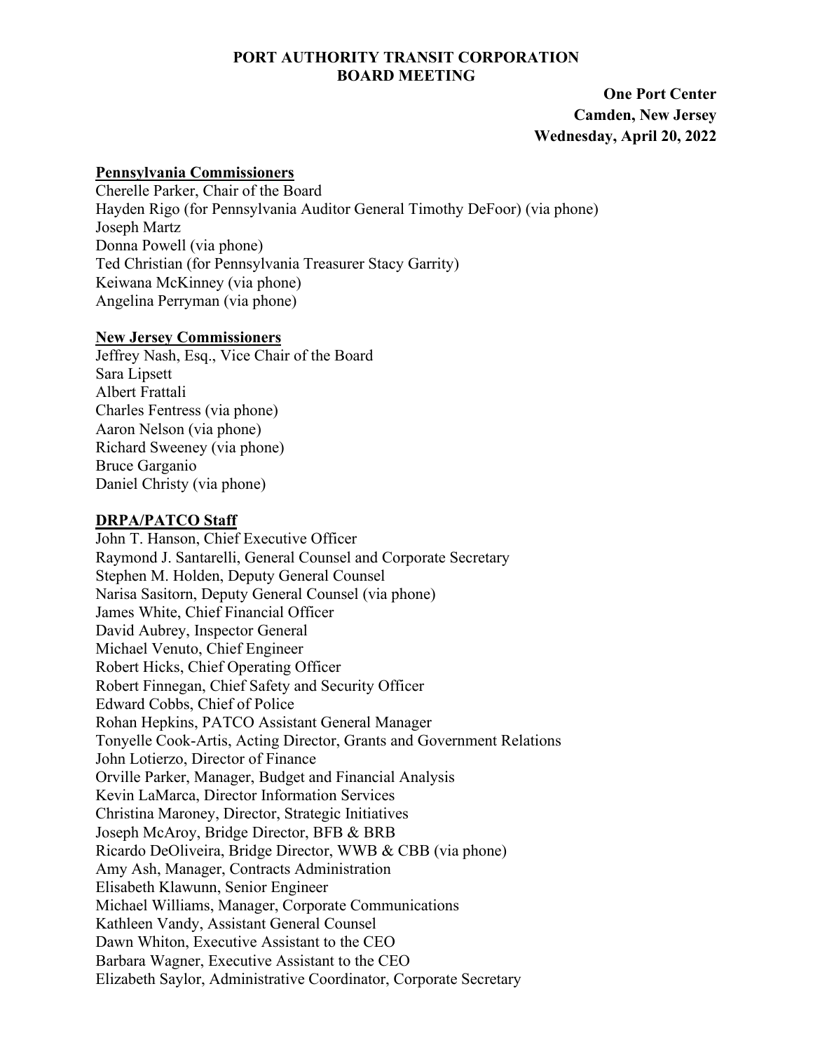# PORT AUTHORITY TRANSIT CORPORATION
# BOARD MEETING

**One Port Center**
**Camden, New Jersey**
**Wednesday, April 20, 2022**

## Pennsylvania Commissioners

Cherelle Parker, Chair of the Board
Hayden Rigo (for Pennsylvania Auditor General Timothy DeFoor) (via phone)
Joseph Martz
Donna Powell (via phone)
Ted Christian (for Pennsylvania Treasurer Stacy Garrity)
Keiwana McKinney (via phone)
Angelina Perryman (via phone)

## New Jersey Commissioners

Jeffrey Nash, Esq., Vice Chair of the Board
Sara Lipsett
Albert Frattali
Charles Fentress (via phone)
Aaron Nelson (via phone)
Richard Sweeney (via phone)
Bruce Garganio
Daniel Christy (via phone)

## DRPA/PATCO Staff

John T. Hanson, Chief Executive Officer
Raymond J. Santarelli, General Counsel and Corporate Secretary
Stephen M. Holden, Deputy General Counsel
Narisa Sasitorn, Deputy General Counsel (via phone)
James White, Chief Financial Officer
David Aubrey, Inspector General
Michael Venuto, Chief Engineer
Robert Hicks, Chief Operating Officer
Robert Finnegan, Chief Safety and Security Officer
Edward Cobbs, Chief of Police
Rohan Hepkins, PATCO Assistant General Manager
Tonyelle Cook-Artis, Acting Director, Grants and Government Relations
John Lotierzo, Director of Finance
Orville Parker, Manager, Budget and Financial Analysis
Kevin LaMarca, Director Information Services
Christina Maroney, Director, Strategic Initiatives
Joseph McAroy, Bridge Director, BFB & BRB
Ricardo DeOliveira, Bridge Director, WWB & CBB (via phone)
Amy Ash, Manager, Contracts Administration
Elisabeth Klawunn, Senior Engineer
Michael Williams, Manager, Corporate Communications
Kathleen Vandy, Assistant General Counsel
Dawn Whiton, Executive Assistant to the CEO
Barbara Wagner, Executive Assistant to the CEO
Elizabeth Saylor, Administrative Coordinator, Corporate Secretary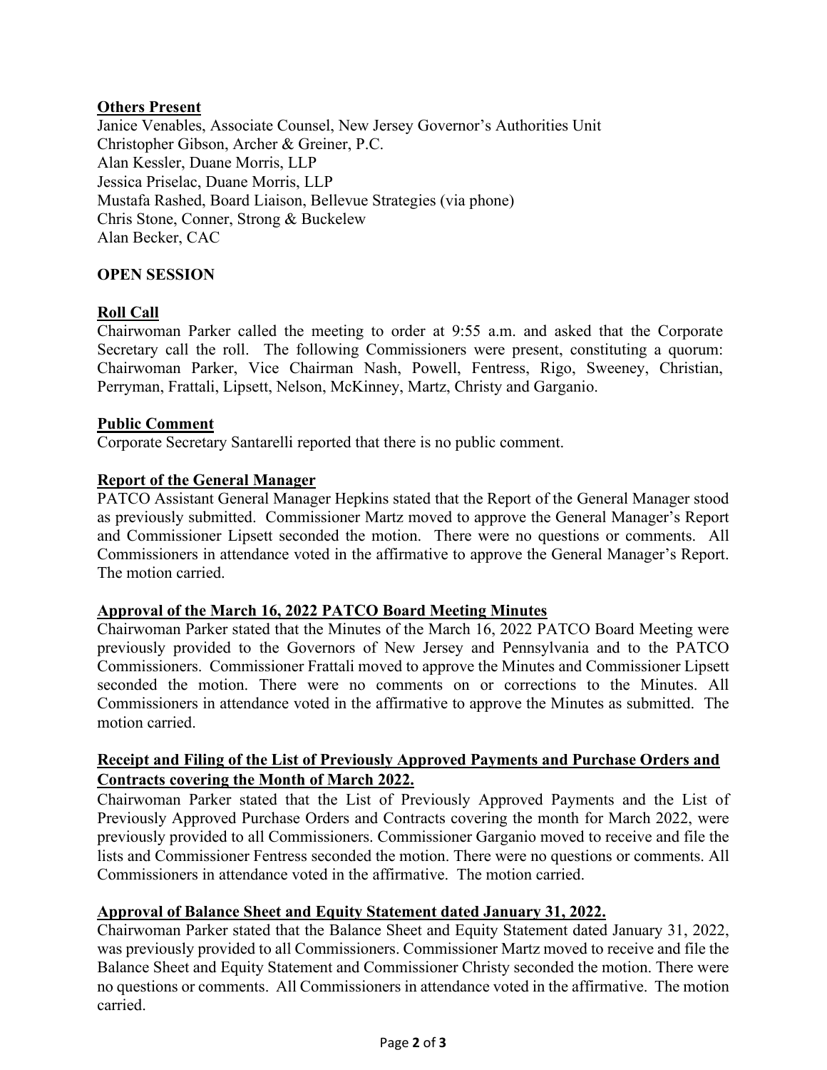**Others Present**

Janice Venables, Associate Counsel, New Jersey Governor's Authorities Unit
Christopher Gibson, Archer & Greiner, P.C.
Alan Kessler, Duane Morris, LLP
Jessica Priselac, Duane Morris, LLP
Mustafa Rashed, Board Liaison, Bellevue Strategies (via phone)
Chris Stone, Conner, Strong & Buckelew
Alan Becker, CAC

**OPEN SESSION**

**Roll Call**

Chairwoman Parker called the meeting to order at 9:55 a.m. and asked that the Corporate Secretary call the roll. The following Commissioners were present, constituting a quorum: Chairwoman Parker, Vice Chairman Nash, Powell, Fentress, Rigo, Sweeney, Christian, Perryman, Frattali, Lipsett, Nelson, McKinney, Martz, Christy and Garganio.

**Public Comment**

Corporate Secretary Santarelli reported that there is no public comment.

**Report of the General Manager**

PATCO Assistant General Manager Hepkins stated that the Report of the General Manager stood as previously submitted. Commissioner Martz moved to approve the General Manager's Report and Commissioner Lipsett seconded the motion. There were no questions or comments. All Commissioners in attendance voted in the affirmative to approve the General Manager's Report. The motion carried.

**Approval of the March 16, 2022 PATCO Board Meeting Minutes**

Chairwoman Parker stated that the Minutes of the March 16, 2022 PATCO Board Meeting were previously provided to the Governors of New Jersey and Pennsylvania and to the PATCO Commissioners. Commissioner Frattali moved to approve the Minutes and Commissioner Lipsett seconded the motion. There were no comments on or corrections to the Minutes. All Commissioners in attendance voted in the affirmative to approve the Minutes as submitted. The motion carried.

**Receipt and Filing of the List of Previously Approved Payments and Purchase Orders and Contracts covering the Month of March 2022.**

Chairwoman Parker stated that the List of Previously Approved Payments and the List of Previously Approved Purchase Orders and Contracts covering the month for March 2022, were previously provided to all Commissioners. Commissioner Garganio moved to receive and file the lists and Commissioner Fentress seconded the motion. There were no questions or comments. All Commissioners in attendance voted in the affirmative. The motion carried.

**Approval of Balance Sheet and Equity Statement dated January 31, 2022.**

Chairwoman Parker stated that the Balance Sheet and Equity Statement dated January 31, 2022, was previously provided to all Commissioners. Commissioner Martz moved to receive and file the Balance Sheet and Equity Statement and Commissioner Christy seconded the motion. There were no questions or comments. All Commissioners in attendance voted in the affirmative. The motion carried.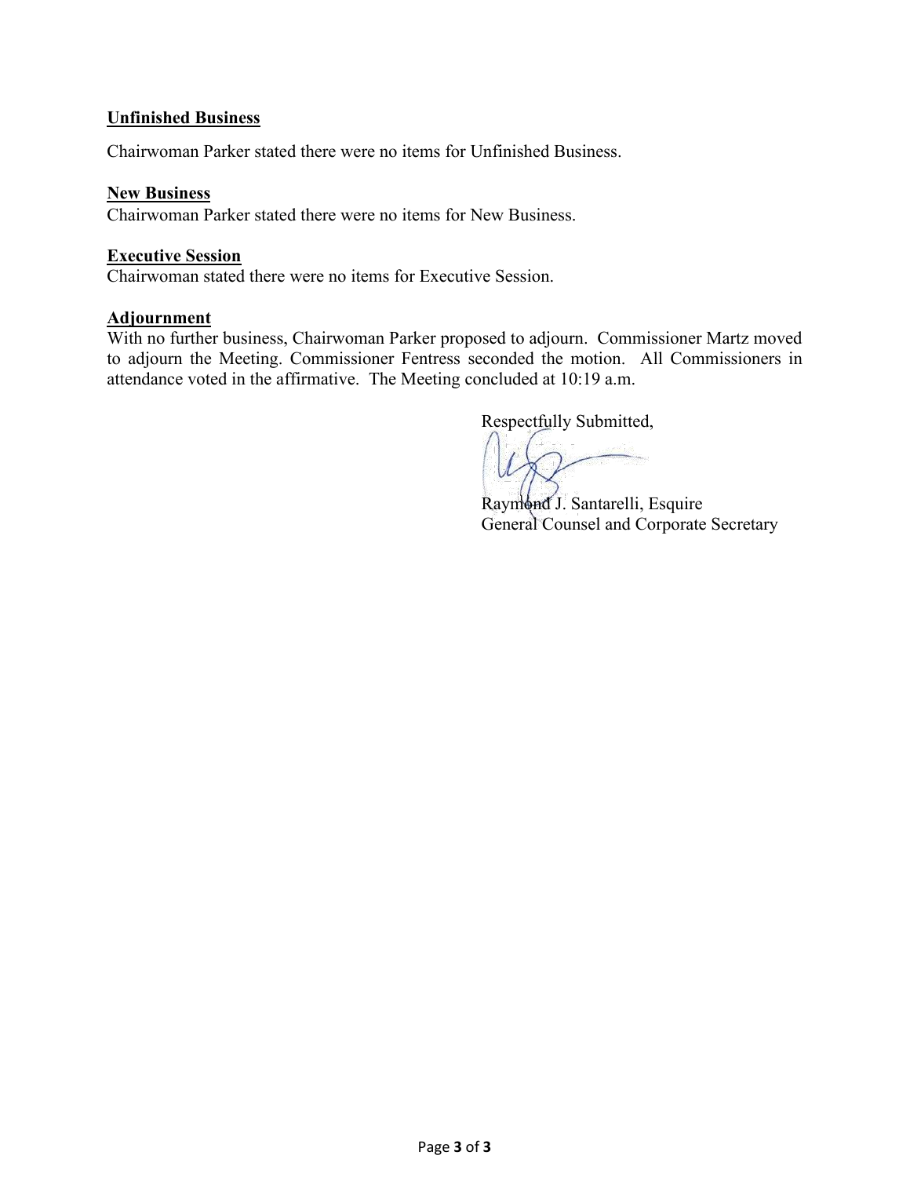**Unfinished Business**

Chairwoman Parker stated there were no items for Unfinished Business.

**New Business**

Chairwoman Parker stated there were no items for New Business.

**Executive Session**

Chairwoman stated there were no items for Executive Session.

**Adjournment**

With no further business, Chairwoman Parker proposed to adjourn. Commissioner Martz moved to adjourn the Meeting. Commissioner Fentress seconded the motion. All Commissioners in attendance voted in the affirmative. The Meeting concluded at 10:19 a.m.

Respectfully Submitted,

Raymond J. Santarelli, Esquire
General Counsel and Corporate Secretary